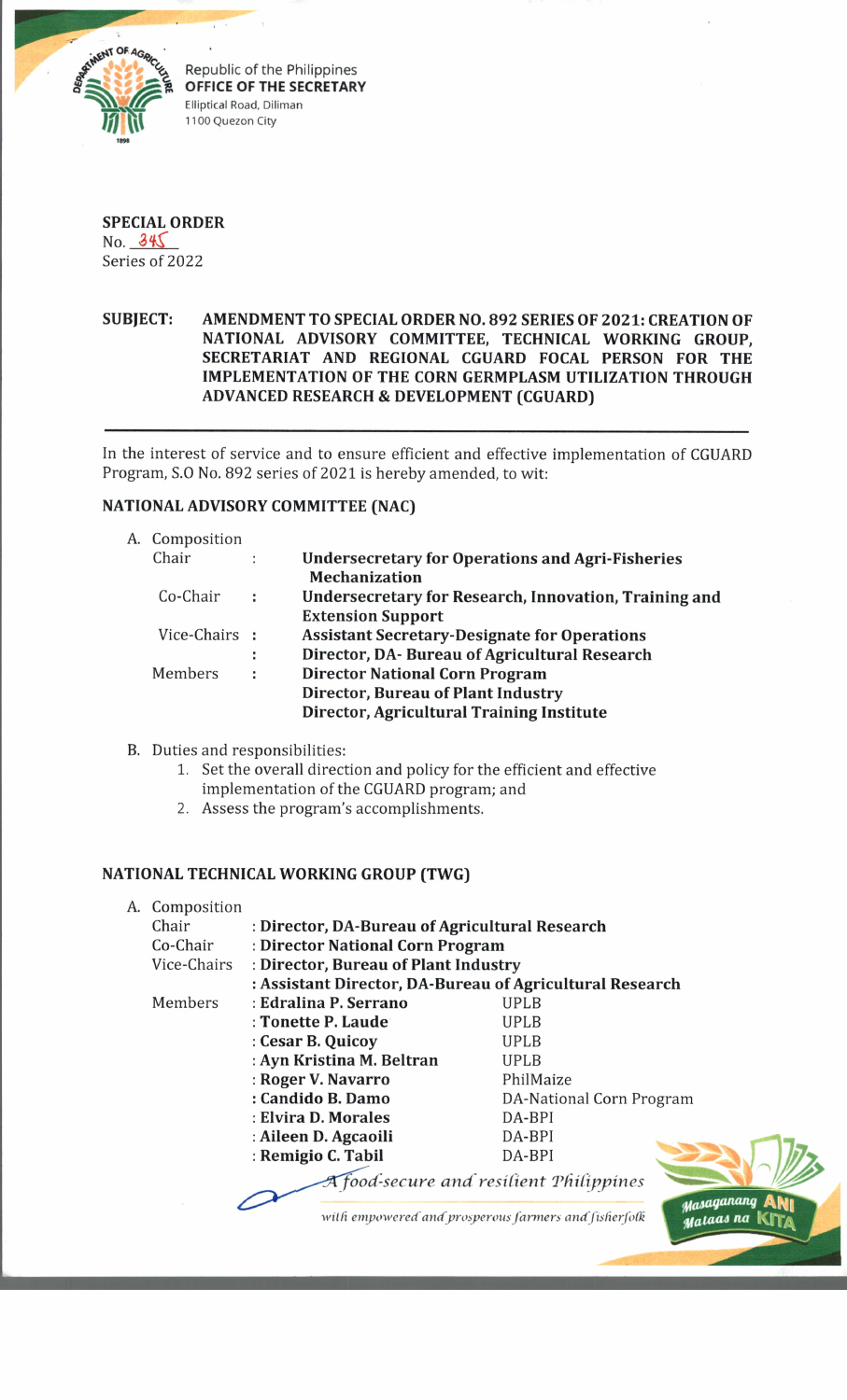Republic of the Philippines
**OFFICE OF THE SECRETARY**
Elliptical Road, Diliman
1100 Quezon City

**SPECIAL ORDER**
No. 345
Series of 2022

**SUBJECT: AMENDMENT TO SPECIAL ORDER NO. 892 SERIES OF 2021: CREATION OF NATIONAL ADVISORY COMMITTEE, TECHNICAL WORKING GROUP, SECRETARIAT AND REGIONAL CGUARD FOCAL PERSON FOR THE IMPLEMENTATION OF THE CORN GERMPLASM UTILIZATION THROUGH ADVANCED RESEARCH & DEVELOPMENT (CGUARD)**

---

In the interest of service and to ensure efficient and effective implementation of CGUARD Program, S.O No. 892 series of 2021 is hereby amended, to wit:

**NATIONAL ADVISORY COMMITTEE (NAC)**

A. Composition

| | | |
|---|---|---|
| Chair | : | **Undersecretary for Operations and Agri-Fisheries Mechanization** |
| Co-Chair | : | **Undersecretary for Research, Innovation, Training and Extension Support** |
| Vice-Chairs | : | **Assistant Secretary-Designate for Operations** |
| | : | **Director, DA- Bureau of Agricultural Research** |
| Members | : | **Director National Corn Program** |
| | | **Director, Bureau of Plant Industry** |
| | | **Director, Agricultural Training Institute** |

B. Duties and responsibilities:
1. Set the overall direction and policy for the efficient and effective implementation of the CGUARD program; and
2. Assess the program's accomplishments.

**NATIONAL TECHNICAL WORKING GROUP (TWG)**

A. Composition

| | | |
|---|---|---|
| Chair | : **Director, DA-Bureau of Agricultural Research** | |
| Co-Chair | : **Director National Corn Program** | |
| Vice-Chairs | : **Director, Bureau of Plant Industry** | |
| | : **Assistant Director, DA-Bureau of Agricultural Research** | |
| Members | : **Edralina P. Serrano** | UPLB |
| | : **Tonette P. Laude** | UPLB |
| | : **Cesar B. Quicoy** | UPLB |
| | : **Ayn Kristina M. Beltran** | UPLB |
| | : **Roger V. Navarro** | PhilMaize |
| | : **Candido B. Damo** | DA-National Corn Program |
| | : **Elvira D. Morales** | DA-BPI |
| | : **Aileen D. Agcaoili** | DA-BPI |
| | : **Remigio C. Tabil** | DA-BPI |

*A food-secure and resilient Philippines with empowered and prosperous farmers and fisherfolk*

Masaganang ANI Mataas na KITA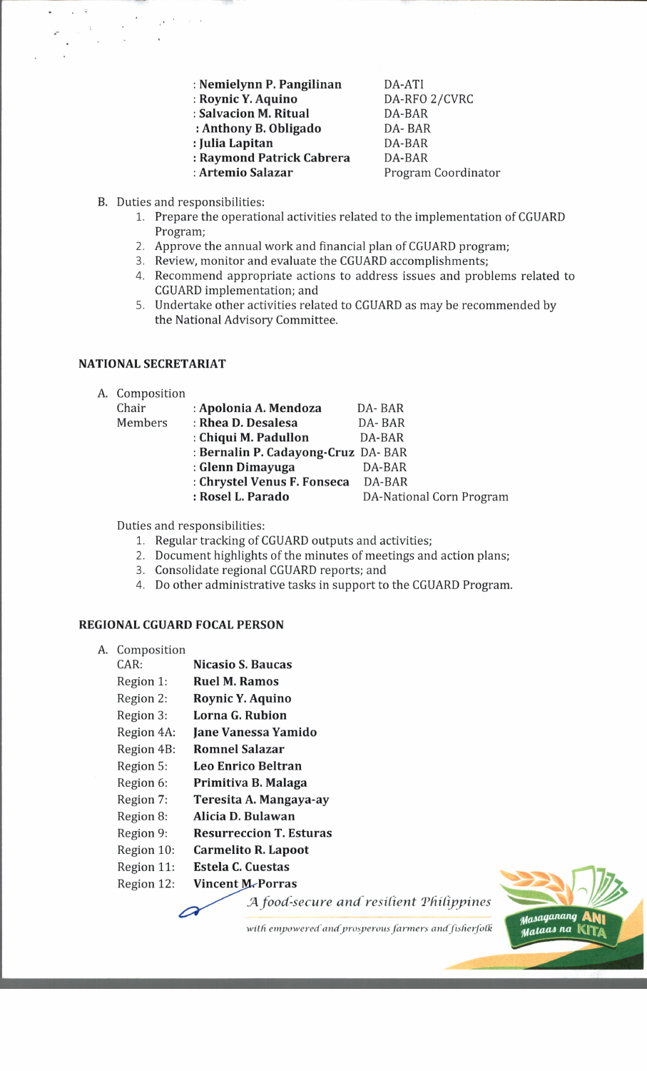| | | |
|---|---|---|
| | : **Nemielynn P. Pangilinan** | DA-ATI |
| | : **Roynic Y. Aquino** | DA-RFO 2/CVRC |
| | : **Salvacion M. Ritual** | DA-BAR |
| | : **Anthony B. Obligado** | DA- BAR |
| | : **Julia Lapitan** | DA-BAR |
| | : **Raymond Patrick Cabrera** | DA-BAR |
| | : **Artemio Salazar** | Program Coordinator |

B. Duties and responsibilities:
   1. Prepare the operational activities related to the implementation of CGUARD Program;
   2. Approve the annual work and financial plan of CGUARD program;
   3. Review, monitor and evaluate the CGUARD accomplishments;
   4. Recommend appropriate actions to address issues and problems related to CGUARD implementation; and
   5. Undertake other activities related to CGUARD as may be recommended by the National Advisory Committee.

## NATIONAL SECRETARIAT

A. Composition

| | | |
|---|---|---|
| Chair | : **Apolonia A. Mendoza** | DA- BAR |
| Members | : **Rhea D. Desalesa** | DA- BAR |
| | : **Chiqui M. Padullon** | DA-BAR |
| | : **Bernalin P. Cadayong-Cruz** | DA- BAR |
| | : **Glenn Dimayuga** | DA-BAR |
| | : **Chrystel Venus F. Fonseca** | DA-BAR |
| | : **Rosel L. Parado** | DA-National Corn Program |

Duties and responsibilities:
   1. Regular tracking of CGUARD outputs and activities;
   2. Document highlights of the minutes of meetings and action plans;
   3. Consolidate regional CGUARD reports; and
   4. Do other administrative tasks in support to the CGUARD Program.

## REGIONAL CGUARD FOCAL PERSON

A. Composition

| | |
|---|---|
| CAR: | **Nicasio S. Baucas** |
| Region 1: | **Ruel M. Ramos** |
| Region 2: | **Roynic Y. Aquino** |
| Region 3: | **Lorna G. Rubion** |
| Region 4A: | **Jane Vanessa Yamido** |
| Region 4B: | **Romnel Salazar** |
| Region 5: | **Leo Enrico Beltran** |
| Region 6: | **Primitiva B. Malaga** |
| Region 7: | **Teresita A. Mangaya-ay** |
| Region 8: | **Alicia D. Bulawan** |
| Region 9: | **Resurreccion T. Esturas** |
| Region 10: | **Carmelito R. Lapoot** |
| Region 11: | **Estela C. Cuestas** |
| Region 12: | **Vincent M. Porras** |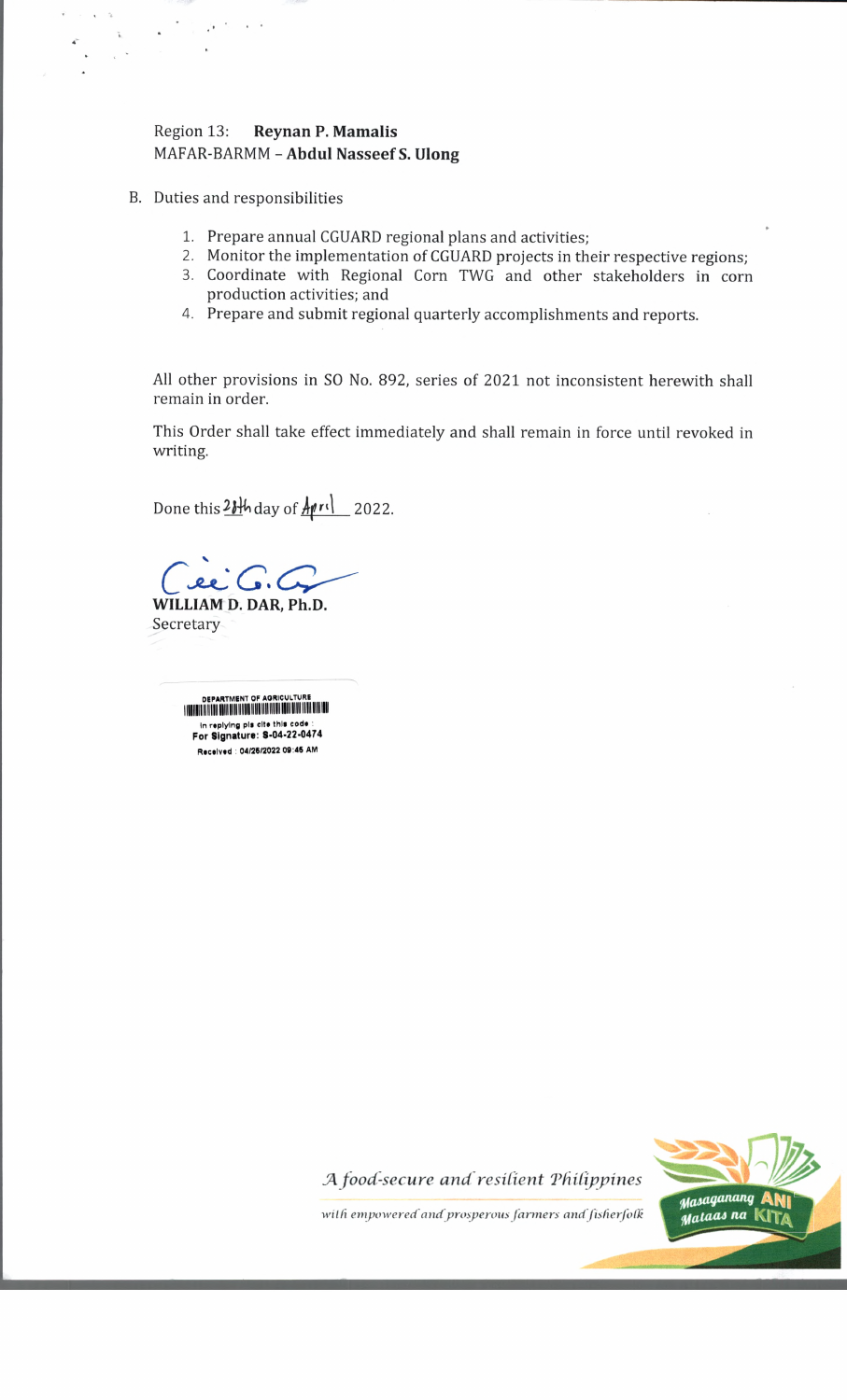Region 13: **Reynan P. Mamalis**
MAFAR-BARMM – **Abdul Nasseef S. Ulong**

B. Duties and responsibilities

1. Prepare annual CGUARD regional plans and activities;
2. Monitor the implementation of CGUARD projects in their respective regions;
3. Coordinate with Regional Corn TWG and other stakeholders in corn production activities; and
4. Prepare and submit regional quarterly accomplishments and reports.

All other provisions in SO No. 892, series of 2021 not inconsistent herewith shall remain in order.

This Order shall take effect immediately and shall remain in force until revoked in writing.

Done this 28th day of April 2022.

**WILLIAM D. DAR, Ph.D.**
Secretary

DEPARTMENT OF AGRICULTURE
In replying pls cite this code :
For Signature: S-04-22-0474
Received : 04/26/2022 09:45 AM